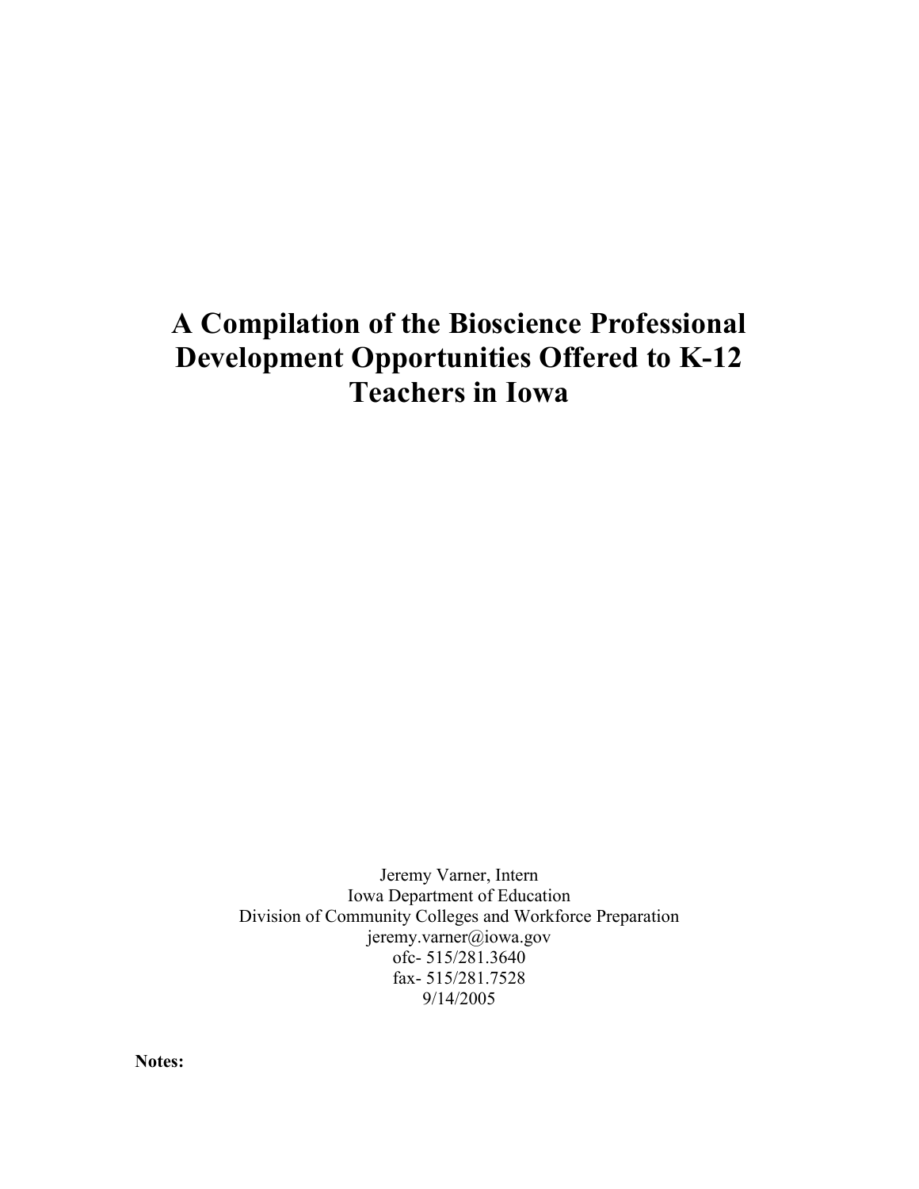# A Compilation of the Bioscience Professional Development Opportunities Offered to K-12 Teachers in Iowa

Jeremy Varner, Intern
Iowa Department of Education
Division of Community Colleges and Workforce Preparation
jeremy.varner@iowa.gov
ofc- 515/281.3640
fax- 515/281.7528
9/14/2005

**Notes:**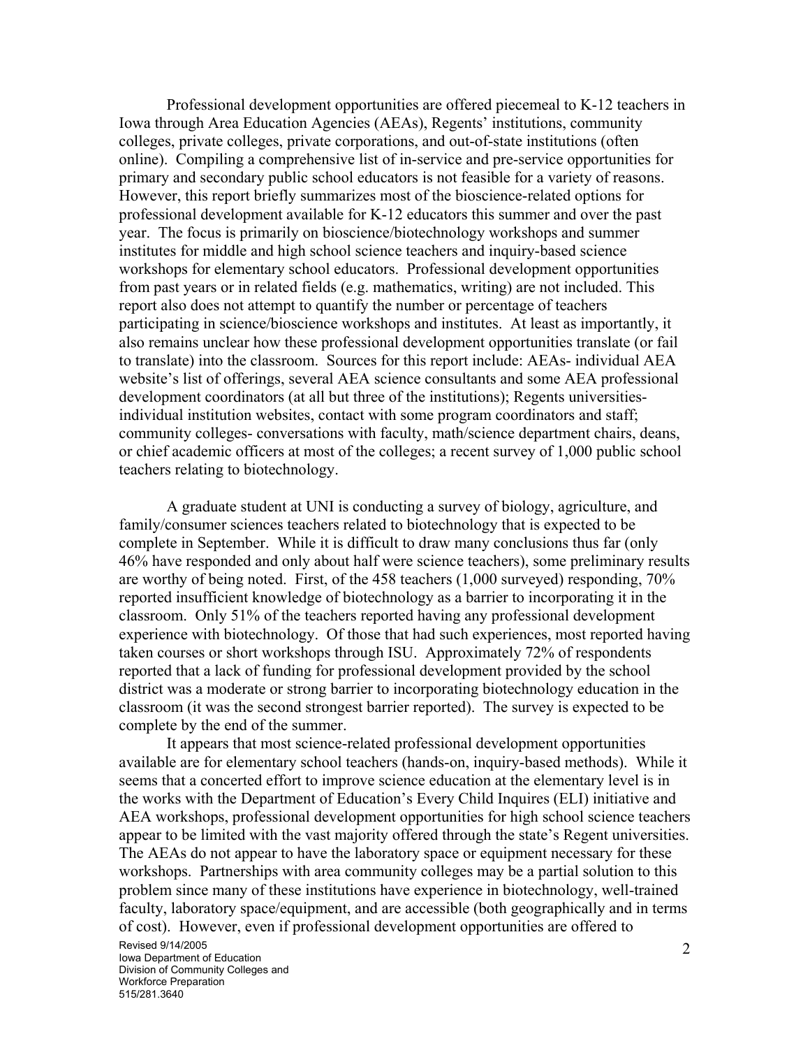Professional development opportunities are offered piecemeal to K-12 teachers in Iowa through Area Education Agencies (AEAs), Regents' institutions, community colleges, private colleges, private corporations, and out-of-state institutions (often online). Compiling a comprehensive list of in-service and pre-service opportunities for primary and secondary public school educators is not feasible for a variety of reasons. However, this report briefly summarizes most of the bioscience-related options for professional development available for K-12 educators this summer and over the past year. The focus is primarily on bioscience/biotechnology workshops and summer institutes for middle and high school science teachers and inquiry-based science workshops for elementary school educators. Professional development opportunities from past years or in related fields (e.g. mathematics, writing) are not included. This report also does not attempt to quantify the number or percentage of teachers participating in science/bioscience workshops and institutes. At least as importantly, it also remains unclear how these professional development opportunities translate (or fail to translate) into the classroom. Sources for this report include: AEAs- individual AEA website's list of offerings, several AEA science consultants and some AEA professional development coordinators (at all but three of the institutions); Regents universities- individual institution websites, contact with some program coordinators and staff; community colleges- conversations with faculty, math/science department chairs, deans, or chief academic officers at most of the colleges; a recent survey of 1,000 public school teachers relating to biotechnology.

A graduate student at UNI is conducting a survey of biology, agriculture, and family/consumer sciences teachers related to biotechnology that is expected to be complete in September. While it is difficult to draw many conclusions thus far (only 46% have responded and only about half were science teachers), some preliminary results are worthy of being noted. First, of the 458 teachers (1,000 surveyed) responding, 70% reported insufficient knowledge of biotechnology as a barrier to incorporating it in the classroom. Only 51% of the teachers reported having any professional development experience with biotechnology. Of those that had such experiences, most reported having taken courses or short workshops through ISU. Approximately 72% of respondents reported that a lack of funding for professional development provided by the school district was a moderate or strong barrier to incorporating biotechnology education in the classroom (it was the second strongest barrier reported). The survey is expected to be complete by the end of the summer.

It appears that most science-related professional development opportunities available are for elementary school teachers (hands-on, inquiry-based methods). While it seems that a concerted effort to improve science education at the elementary level is in the works with the Department of Education's Every Child Inquires (ELI) initiative and AEA workshops, professional development opportunities for high school science teachers appear to be limited with the vast majority offered through the state's Regent universities. The AEAs do not appear to have the laboratory space or equipment necessary for these workshops. Partnerships with area community colleges may be a partial solution to this problem since many of these institutions have experience in biotechnology, well-trained faculty, laboratory space/equipment, and are accessible (both geographically and in terms of cost). However, even if professional development opportunities are offered to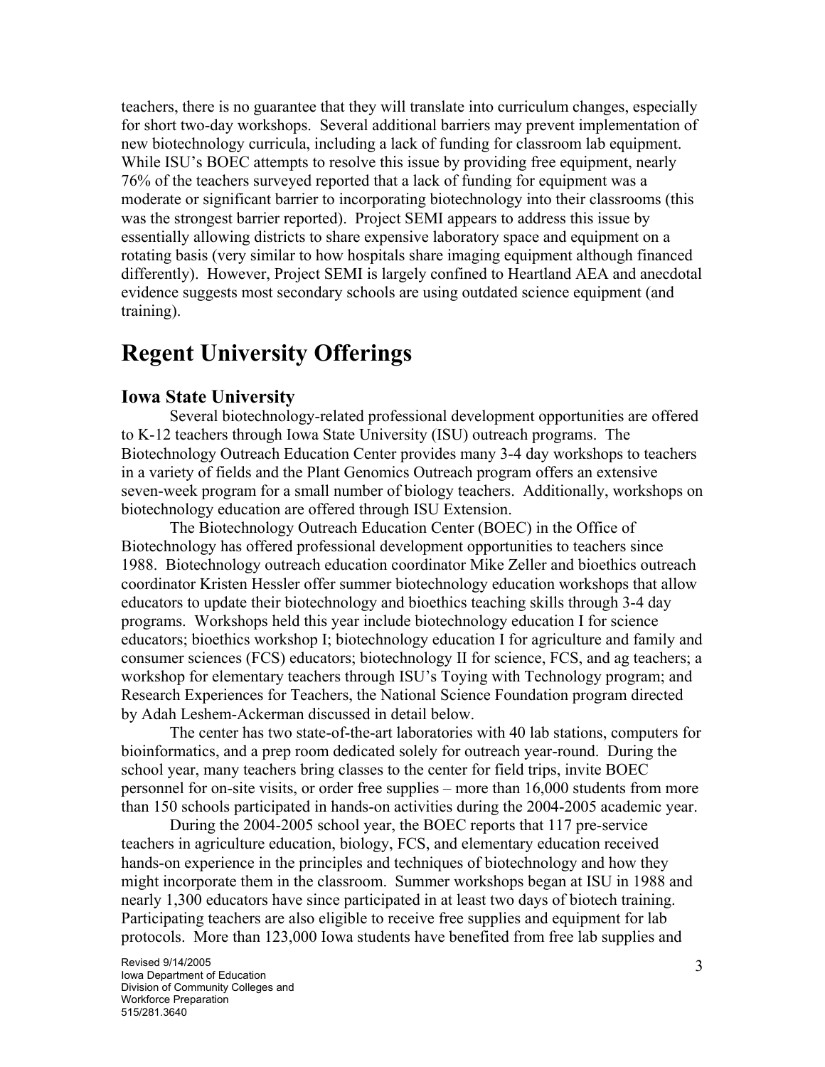teachers, there is no guarantee that they will translate into curriculum changes, especially for short two-day workshops. Several additional barriers may prevent implementation of new biotechnology curricula, including a lack of funding for classroom lab equipment. While ISU's BOEC attempts to resolve this issue by providing free equipment, nearly 76% of the teachers surveyed reported that a lack of funding for equipment was a moderate or significant barrier to incorporating biotechnology into their classrooms (this was the strongest barrier reported). Project SEMI appears to address this issue by essentially allowing districts to share expensive laboratory space and equipment on a rotating basis (very similar to how hospitals share imaging equipment although financed differently). However, Project SEMI is largely confined to Heartland AEA and anecdotal evidence suggests most secondary schools are using outdated science equipment (and training).

# Regent University Offerings

## Iowa State University

Several biotechnology-related professional development opportunities are offered to K-12 teachers through Iowa State University (ISU) outreach programs. The Biotechnology Outreach Education Center provides many 3-4 day workshops to teachers in a variety of fields and the Plant Genomics Outreach program offers an extensive seven-week program for a small number of biology teachers. Additionally, workshops on biotechnology education are offered through ISU Extension.

The Biotechnology Outreach Education Center (BOEC) in the Office of Biotechnology has offered professional development opportunities to teachers since 1988. Biotechnology outreach education coordinator Mike Zeller and bioethics outreach coordinator Kristen Hessler offer summer biotechnology education workshops that allow educators to update their biotechnology and bioethics teaching skills through 3-4 day programs. Workshops held this year include biotechnology education I for science educators; bioethics workshop I; biotechnology education I for agriculture and family and consumer sciences (FCS) educators; biotechnology II for science, FCS, and ag teachers; a workshop for elementary teachers through ISU's Toying with Technology program; and Research Experiences for Teachers, the National Science Foundation program directed by Adah Leshem-Ackerman discussed in detail below.

The center has two state-of-the-art laboratories with 40 lab stations, computers for bioinformatics, and a prep room dedicated solely for outreach year-round. During the school year, many teachers bring classes to the center for field trips, invite BOEC personnel for on-site visits, or order free supplies – more than 16,000 students from more than 150 schools participated in hands-on activities during the 2004-2005 academic year.

During the 2004-2005 school year, the BOEC reports that 117 pre-service teachers in agriculture education, biology, FCS, and elementary education received hands-on experience in the principles and techniques of biotechnology and how they might incorporate them in the classroom. Summer workshops began at ISU in 1988 and nearly 1,300 educators have since participated in at least two days of biotech training. Participating teachers are also eligible to receive free supplies and equipment for lab protocols. More than 123,000 Iowa students have benefited from free lab supplies and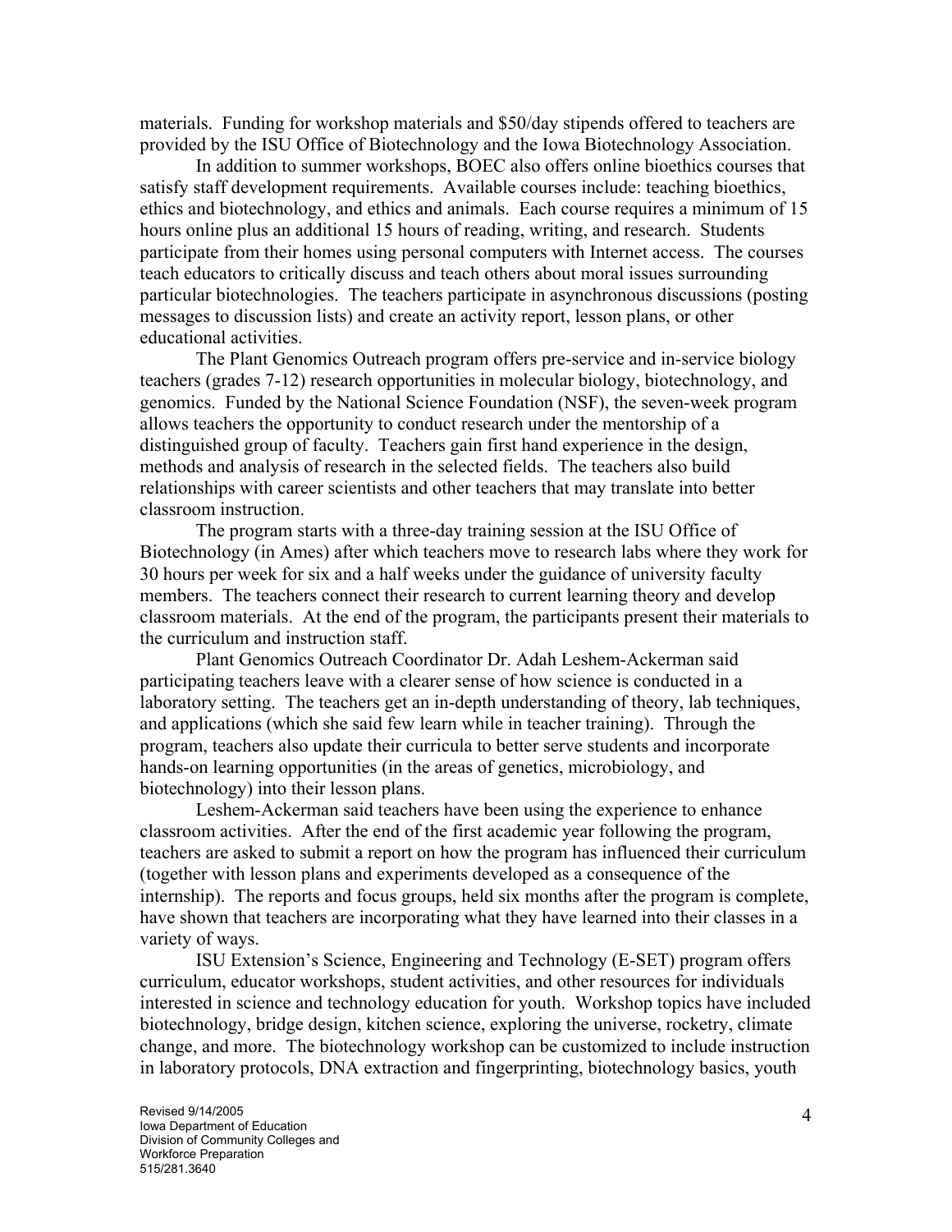materials. Funding for workshop materials and $50/day stipends offered to teachers are provided by the ISU Office of Biotechnology and the Iowa Biotechnology Association.

In addition to summer workshops, BOEC also offers online bioethics courses that satisfy staff development requirements. Available courses include: teaching bioethics, ethics and biotechnology, and ethics and animals. Each course requires a minimum of 15 hours online plus an additional 15 hours of reading, writing, and research. Students participate from their homes using personal computers with Internet access. The courses teach educators to critically discuss and teach others about moral issues surrounding particular biotechnologies. The teachers participate in asynchronous discussions (posting messages to discussion lists) and create an activity report, lesson plans, or other educational activities.

The Plant Genomics Outreach program offers pre-service and in-service biology teachers (grades 7-12) research opportunities in molecular biology, biotechnology, and genomics. Funded by the National Science Foundation (NSF), the seven-week program allows teachers the opportunity to conduct research under the mentorship of a distinguished group of faculty. Teachers gain first hand experience in the design, methods and analysis of research in the selected fields. The teachers also build relationships with career scientists and other teachers that may translate into better classroom instruction.

The program starts with a three-day training session at the ISU Office of Biotechnology (in Ames) after which teachers move to research labs where they work for 30 hours per week for six and a half weeks under the guidance of university faculty members. The teachers connect their research to current learning theory and develop classroom materials. At the end of the program, the participants present their materials to the curriculum and instruction staff.

Plant Genomics Outreach Coordinator Dr. Adah Leshem-Ackerman said participating teachers leave with a clearer sense of how science is conducted in a laboratory setting. The teachers get an in-depth understanding of theory, lab techniques, and applications (which she said few learn while in teacher training). Through the program, teachers also update their curricula to better serve students and incorporate hands-on learning opportunities (in the areas of genetics, microbiology, and biotechnology) into their lesson plans.

Leshem-Ackerman said teachers have been using the experience to enhance classroom activities. After the end of the first academic year following the program, teachers are asked to submit a report on how the program has influenced their curriculum (together with lesson plans and experiments developed as a consequence of the internship). The reports and focus groups, held six months after the program is complete, have shown that teachers are incorporating what they have learned into their classes in a variety of ways.

ISU Extension's Science, Engineering and Technology (E-SET) program offers curriculum, educator workshops, student activities, and other resources for individuals interested in science and technology education for youth. Workshop topics have included biotechnology, bridge design, kitchen science, exploring the universe, rocketry, climate change, and more. The biotechnology workshop can be customized to include instruction in laboratory protocols, DNA extraction and fingerprinting, biotechnology basics, youth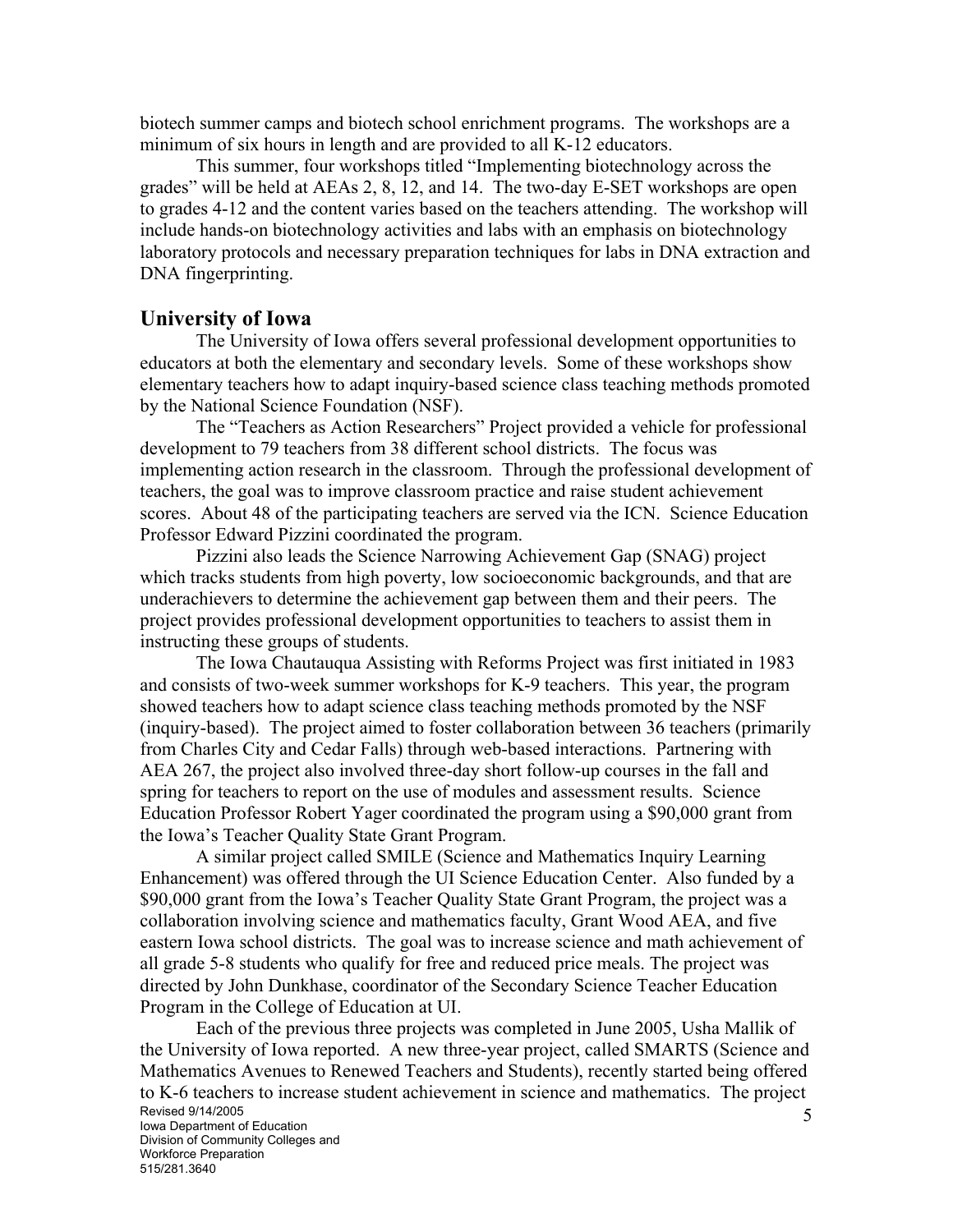biotech summer camps and biotech school enrichment programs. The workshops are a minimum of six hours in length and are provided to all K-12 educators.

This summer, four workshops titled "Implementing biotechnology across the grades" will be held at AEAs 2, 8, 12, and 14. The two-day E-SET workshops are open to grades 4-12 and the content varies based on the teachers attending. The workshop will include hands-on biotechnology activities and labs with an emphasis on biotechnology laboratory protocols and necessary preparation techniques for labs in DNA extraction and DNA fingerprinting.

## University of Iowa

The University of Iowa offers several professional development opportunities to educators at both the elementary and secondary levels. Some of these workshops show elementary teachers how to adapt inquiry-based science class teaching methods promoted by the National Science Foundation (NSF).

The "Teachers as Action Researchers" Project provided a vehicle for professional development to 79 teachers from 38 different school districts. The focus was implementing action research in the classroom. Through the professional development of teachers, the goal was to improve classroom practice and raise student achievement scores. About 48 of the participating teachers are served via the ICN. Science Education Professor Edward Pizzini coordinated the program.

Pizzini also leads the Science Narrowing Achievement Gap (SNAG) project which tracks students from high poverty, low socioeconomic backgrounds, and that are underachievers to determine the achievement gap between them and their peers. The project provides professional development opportunities to teachers to assist them in instructing these groups of students.

The Iowa Chautauqua Assisting with Reforms Project was first initiated in 1983 and consists of two-week summer workshops for K-9 teachers. This year, the program showed teachers how to adapt science class teaching methods promoted by the NSF (inquiry-based). The project aimed to foster collaboration between 36 teachers (primarily from Charles City and Cedar Falls) through web-based interactions. Partnering with AEA 267, the project also involved three-day short follow-up courses in the fall and spring for teachers to report on the use of modules and assessment results. Science Education Professor Robert Yager coordinated the program using a $90,000 grant from the Iowa's Teacher Quality State Grant Program.

A similar project called SMILE (Science and Mathematics Inquiry Learning Enhancement) was offered through the UI Science Education Center. Also funded by a $90,000 grant from the Iowa's Teacher Quality State Grant Program, the project was a collaboration involving science and mathematics faculty, Grant Wood AEA, and five eastern Iowa school districts. The goal was to increase science and math achievement of all grade 5-8 students who qualify for free and reduced price meals. The project was directed by John Dunkhase, coordinator of the Secondary Science Teacher Education Program in the College of Education at UI.

Each of the previous three projects was completed in June 2005, Usha Mallik of the University of Iowa reported. A new three-year project, called SMARTS (Science and Mathematics Avenues to Renewed Teachers and Students), recently started being offered to K-6 teachers to increase student achievement in science and mathematics. The project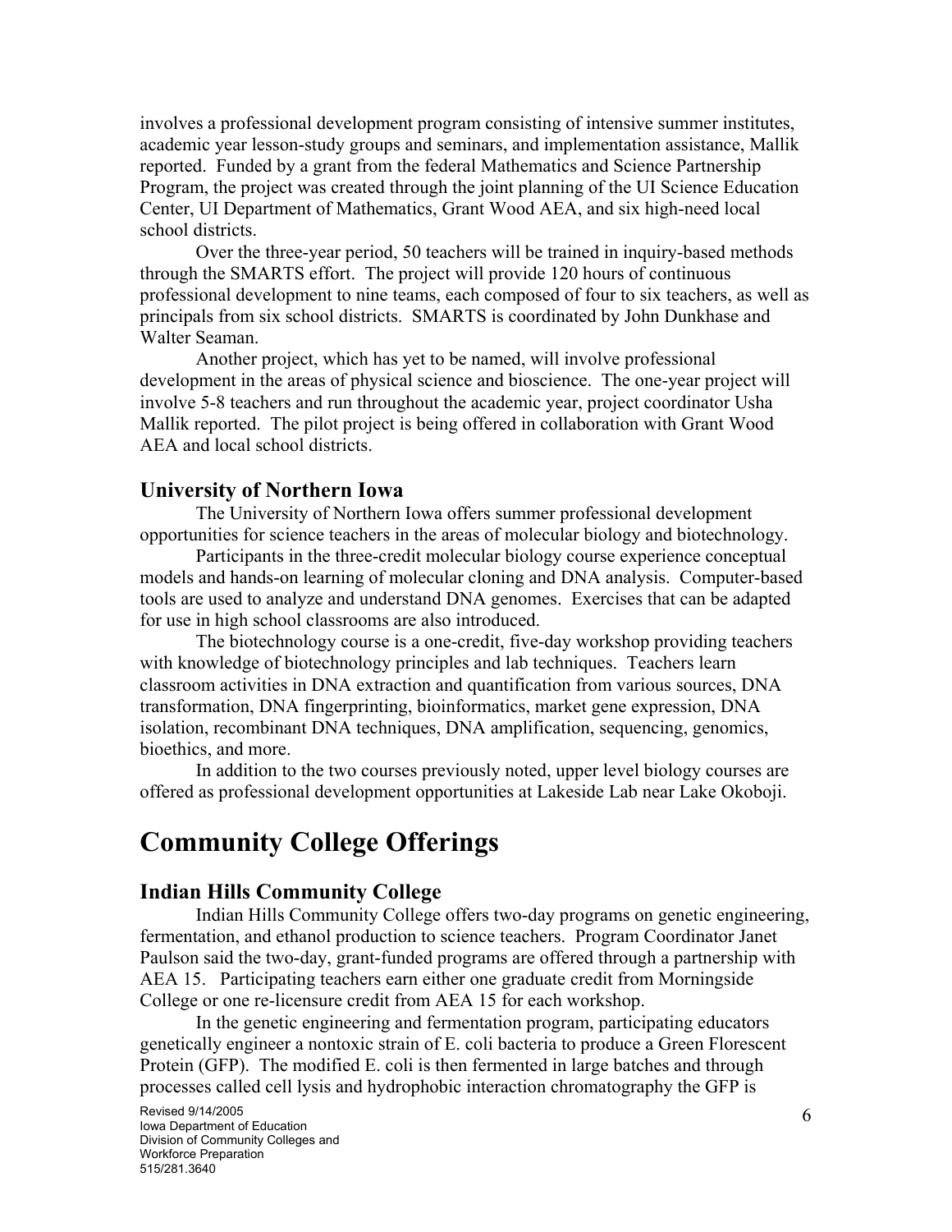involves a professional development program consisting of intensive summer institutes, academic year lesson-study groups and seminars, and implementation assistance, Mallik reported. Funded by a grant from the federal Mathematics and Science Partnership Program, the project was created through the joint planning of the UI Science Education Center, UI Department of Mathematics, Grant Wood AEA, and six high-need local school districts.

Over the three-year period, 50 teachers will be trained in inquiry-based methods through the SMARTS effort. The project will provide 120 hours of continuous professional development to nine teams, each composed of four to six teachers, as well as principals from six school districts. SMARTS is coordinated by John Dunkhase and Walter Seaman.

Another project, which has yet to be named, will involve professional development in the areas of physical science and bioscience. The one-year project will involve 5-8 teachers and run throughout the academic year, project coordinator Usha Mallik reported. The pilot project is being offered in collaboration with Grant Wood AEA and local school districts.

### University of Northern Iowa

The University of Northern Iowa offers summer professional development opportunities for science teachers in the areas of molecular biology and biotechnology.

Participants in the three-credit molecular biology course experience conceptual models and hands-on learning of molecular cloning and DNA analysis. Computer-based tools are used to analyze and understand DNA genomes. Exercises that can be adapted for use in high school classrooms are also introduced.

The biotechnology course is a one-credit, five-day workshop providing teachers with knowledge of biotechnology principles and lab techniques. Teachers learn classroom activities in DNA extraction and quantification from various sources, DNA transformation, DNA fingerprinting, bioinformatics, market gene expression, DNA isolation, recombinant DNA techniques, DNA amplification, sequencing, genomics, bioethics, and more.

In addition to the two courses previously noted, upper level biology courses are offered as professional development opportunities at Lakeside Lab near Lake Okoboji.

## Community College Offerings

### Indian Hills Community College

Indian Hills Community College offers two-day programs on genetic engineering, fermentation, and ethanol production to science teachers. Program Coordinator Janet Paulson said the two-day, grant-funded programs are offered through a partnership with AEA 15. Participating teachers earn either one graduate credit from Morningside College or one re-licensure credit from AEA 15 for each workshop.

In the genetic engineering and fermentation program, participating educators genetically engineer a nontoxic strain of E. coli bacteria to produce a Green Florescent Protein (GFP). The modified E. coli is then fermented in large batches and through processes called cell lysis and hydrophobic interaction chromatography the GFP is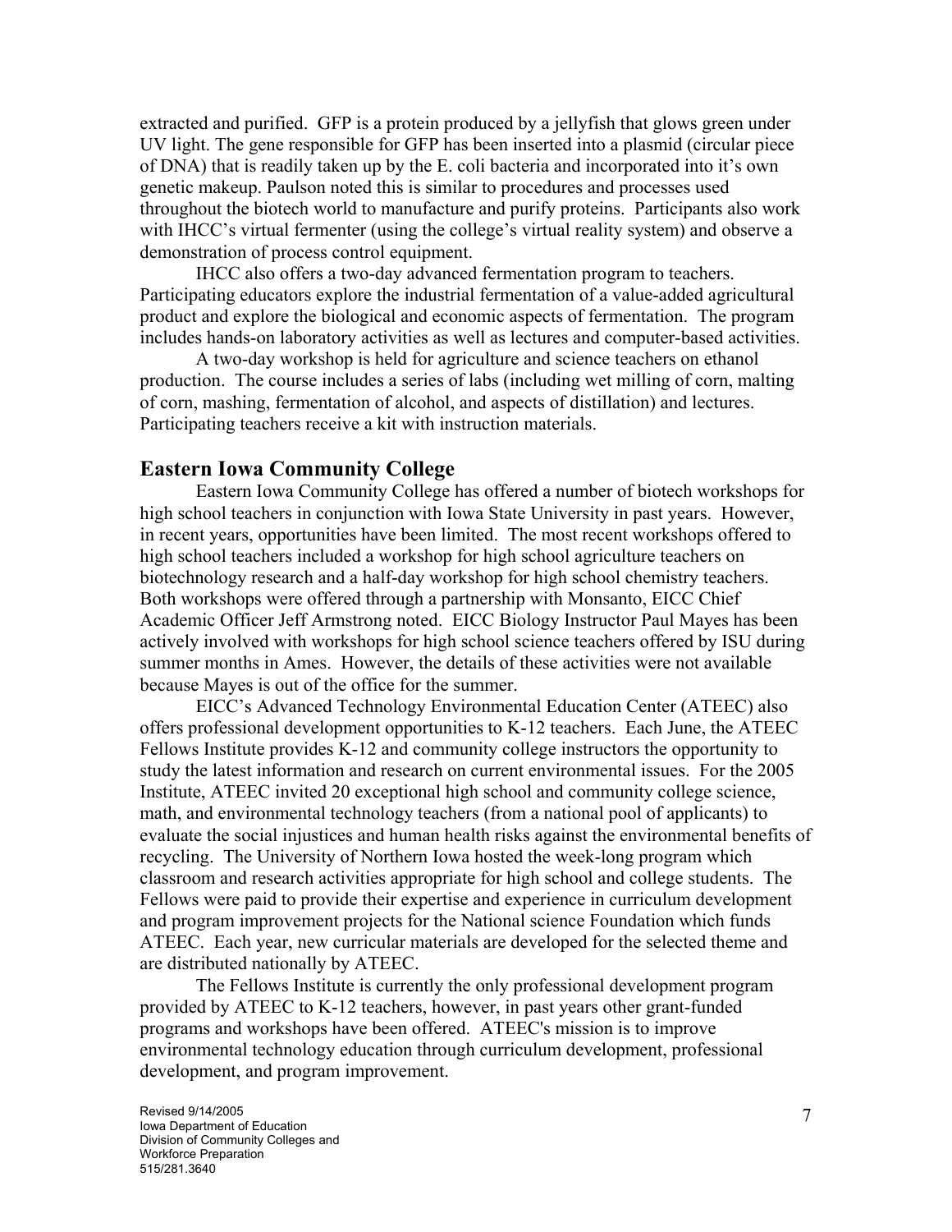extracted and purified. GFP is a protein produced by a jellyfish that glows green under UV light. The gene responsible for GFP has been inserted into a plasmid (circular piece of DNA) that is readily taken up by the E. coli bacteria and incorporated into it's own genetic makeup. Paulson noted this is similar to procedures and processes used throughout the biotech world to manufacture and purify proteins. Participants also work with IHCC's virtual fermenter (using the college's virtual reality system) and observe a demonstration of process control equipment.

IHCC also offers a two-day advanced fermentation program to teachers. Participating educators explore the industrial fermentation of a value-added agricultural product and explore the biological and economic aspects of fermentation. The program includes hands-on laboratory activities as well as lectures and computer-based activities.

A two-day workshop is held for agriculture and science teachers on ethanol production. The course includes a series of labs (including wet milling of corn, malting of corn, mashing, fermentation of alcohol, and aspects of distillation) and lectures. Participating teachers receive a kit with instruction materials.

## Eastern Iowa Community College

Eastern Iowa Community College has offered a number of biotech workshops for high school teachers in conjunction with Iowa State University in past years. However, in recent years, opportunities have been limited. The most recent workshops offered to high school teachers included a workshop for high school agriculture teachers on biotechnology research and a half-day workshop for high school chemistry teachers. Both workshops were offered through a partnership with Monsanto, EICC Chief Academic Officer Jeff Armstrong noted. EICC Biology Instructor Paul Mayes has been actively involved with workshops for high school science teachers offered by ISU during summer months in Ames. However, the details of these activities were not available because Mayes is out of the office for the summer.

EICC's Advanced Technology Environmental Education Center (ATEEC) also offers professional development opportunities to K-12 teachers. Each June, the ATEEC Fellows Institute provides K-12 and community college instructors the opportunity to study the latest information and research on current environmental issues. For the 2005 Institute, ATEEC invited 20 exceptional high school and community college science, math, and environmental technology teachers (from a national pool of applicants) to evaluate the social injustices and human health risks against the environmental benefits of recycling. The University of Northern Iowa hosted the week-long program which classroom and research activities appropriate for high school and college students. The Fellows were paid to provide their expertise and experience in curriculum development and program improvement projects for the National science Foundation which funds ATEEC. Each year, new curricular materials are developed for the selected theme and are distributed nationally by ATEEC.

The Fellows Institute is currently the only professional development program provided by ATEEC to K-12 teachers, however, in past years other grant-funded programs and workshops have been offered. ATEEC's mission is to improve environmental technology education through curriculum development, professional development, and program improvement.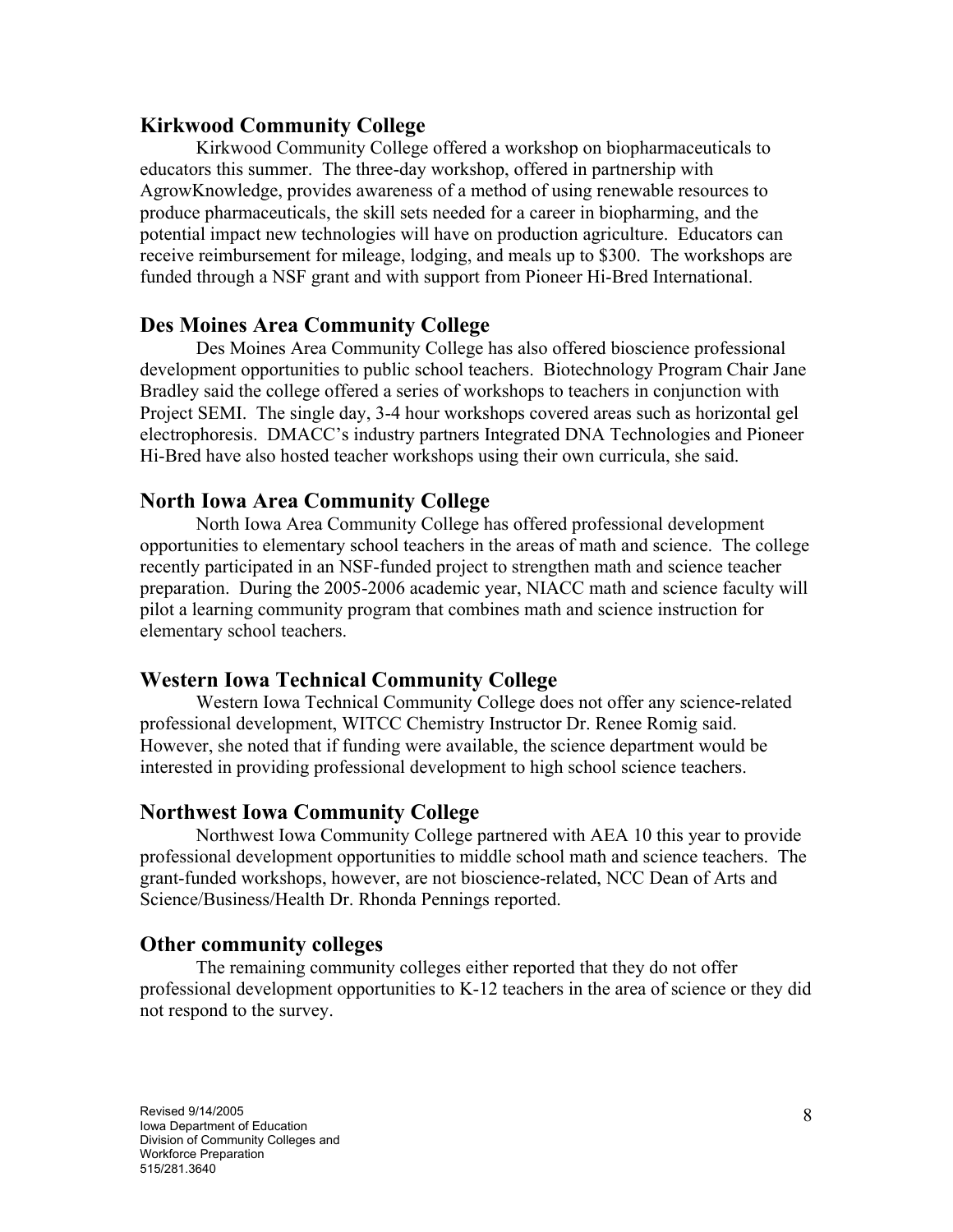## Kirkwood Community College

Kirkwood Community College offered a workshop on biopharmaceuticals to educators this summer. The three-day workshop, offered in partnership with AgrowKnowledge, provides awareness of a method of using renewable resources to produce pharmaceuticals, the skill sets needed for a career in biopharming, and the potential impact new technologies will have on production agriculture. Educators can receive reimbursement for mileage, lodging, and meals up to $300. The workshops are funded through a NSF grant and with support from Pioneer Hi-Bred International.

## Des Moines Area Community College

Des Moines Area Community College has also offered bioscience professional development opportunities to public school teachers. Biotechnology Program Chair Jane Bradley said the college offered a series of workshops to teachers in conjunction with Project SEMI. The single day, 3-4 hour workshops covered areas such as horizontal gel electrophoresis. DMACC's industry partners Integrated DNA Technologies and Pioneer Hi-Bred have also hosted teacher workshops using their own curricula, she said.

## North Iowa Area Community College

North Iowa Area Community College has offered professional development opportunities to elementary school teachers in the areas of math and science. The college recently participated in an NSF-funded project to strengthen math and science teacher preparation. During the 2005-2006 academic year, NIACC math and science faculty will pilot a learning community program that combines math and science instruction for elementary school teachers.

## Western Iowa Technical Community College

Western Iowa Technical Community College does not offer any science-related professional development, WITCC Chemistry Instructor Dr. Renee Romig said. However, she noted that if funding were available, the science department would be interested in providing professional development to high school science teachers.

## Northwest Iowa Community College

Northwest Iowa Community College partnered with AEA 10 this year to provide professional development opportunities to middle school math and science teachers. The grant-funded workshops, however, are not bioscience-related, NCC Dean of Arts and Science/Business/Health Dr. Rhonda Pennings reported.

## Other community colleges

The remaining community colleges either reported that they do not offer professional development opportunities to K-12 teachers in the area of science or they did not respond to the survey.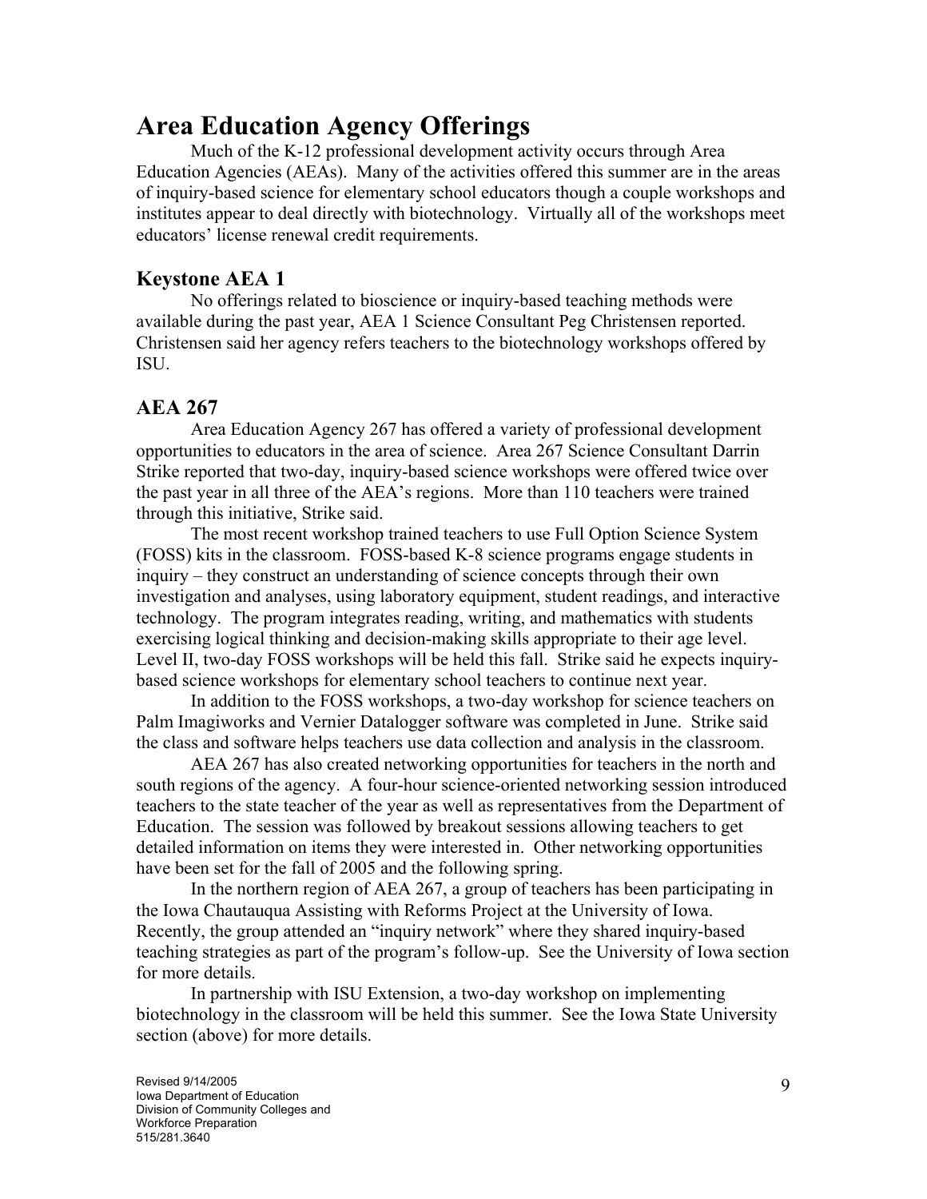# Area Education Agency Offerings

Much of the K-12 professional development activity occurs through Area Education Agencies (AEAs). Many of the activities offered this summer are in the areas of inquiry-based science for elementary school educators though a couple workshops and institutes appear to deal directly with biotechnology. Virtually all of the workshops meet educators' license renewal credit requirements.

## Keystone AEA 1

No offerings related to bioscience or inquiry-based teaching methods were available during the past year, AEA 1 Science Consultant Peg Christensen reported. Christensen said her agency refers teachers to the biotechnology workshops offered by ISU.

## AEA 267

Area Education Agency 267 has offered a variety of professional development opportunities to educators in the area of science. Area 267 Science Consultant Darrin Strike reported that two-day, inquiry-based science workshops were offered twice over the past year in all three of the AEA's regions. More than 110 teachers were trained through this initiative, Strike said.

The most recent workshop trained teachers to use Full Option Science System (FOSS) kits in the classroom. FOSS-based K-8 science programs engage students in inquiry – they construct an understanding of science concepts through their own investigation and analyses, using laboratory equipment, student readings, and interactive technology. The program integrates reading, writing, and mathematics with students exercising logical thinking and decision-making skills appropriate to their age level. Level II, two-day FOSS workshops will be held this fall. Strike said he expects inquiry-based science workshops for elementary school teachers to continue next year.

In addition to the FOSS workshops, a two-day workshop for science teachers on Palm Imagiworks and Vernier Datalogger software was completed in June. Strike said the class and software helps teachers use data collection and analysis in the classroom.

AEA 267 has also created networking opportunities for teachers in the north and south regions of the agency. A four-hour science-oriented networking session introduced teachers to the state teacher of the year as well as representatives from the Department of Education. The session was followed by breakout sessions allowing teachers to get detailed information on items they were interested in. Other networking opportunities have been set for the fall of 2005 and the following spring.

In the northern region of AEA 267, a group of teachers has been participating in the Iowa Chautauqua Assisting with Reforms Project at the University of Iowa. Recently, the group attended an "inquiry network" where they shared inquiry-based teaching strategies as part of the program's follow-up. See the University of Iowa section for more details.

In partnership with ISU Extension, a two-day workshop on implementing biotechnology in the classroom will be held this summer. See the Iowa State University section (above) for more details.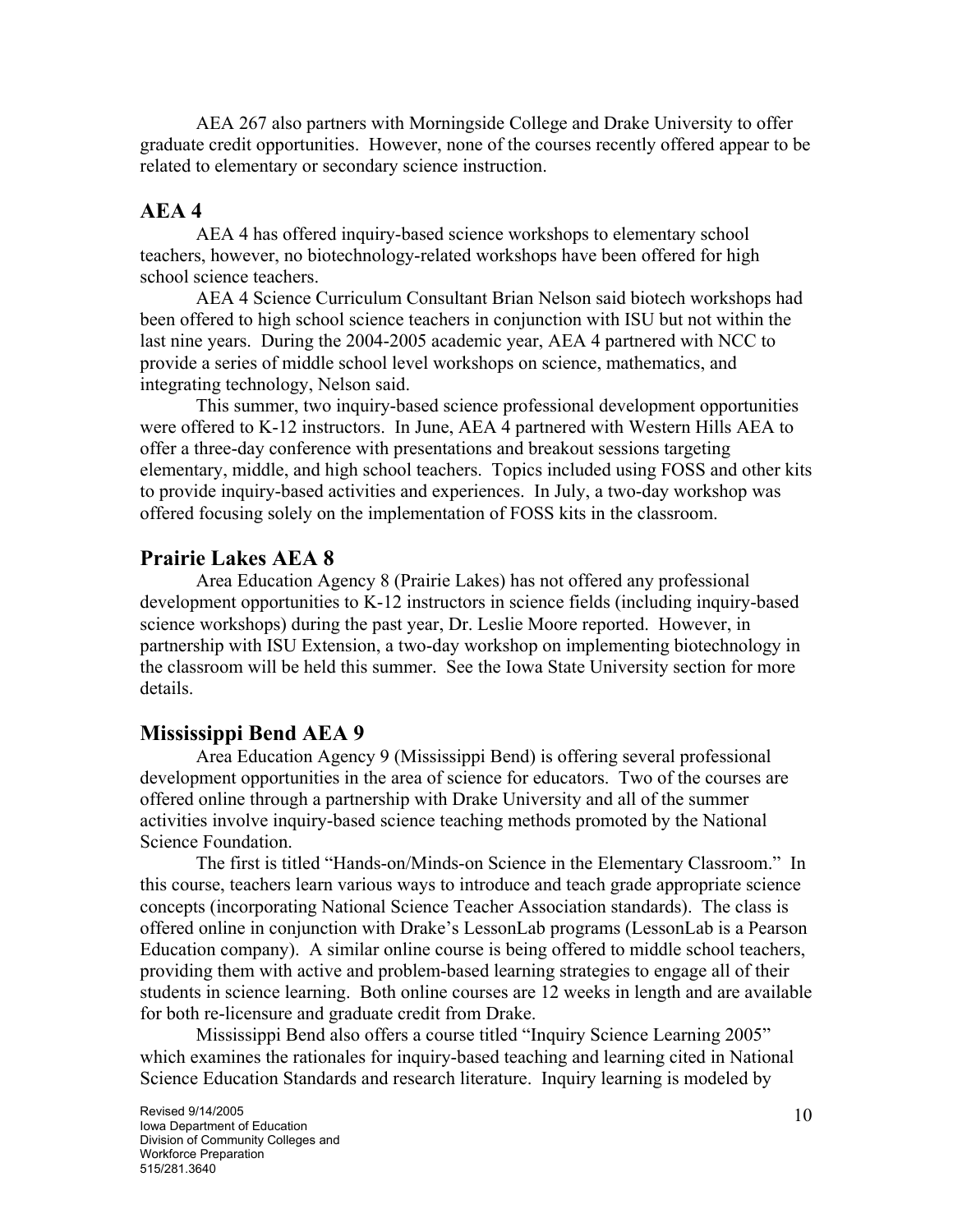AEA 267 also partners with Morningside College and Drake University to offer graduate credit opportunities. However, none of the courses recently offered appear to be related to elementary or secondary science instruction.

## AEA 4

AEA 4 has offered inquiry-based science workshops to elementary school teachers, however, no biotechnology-related workshops have been offered for high school science teachers.

AEA 4 Science Curriculum Consultant Brian Nelson said biotech workshops had been offered to high school science teachers in conjunction with ISU but not within the last nine years. During the 2004-2005 academic year, AEA 4 partnered with NCC to provide a series of middle school level workshops on science, mathematics, and integrating technology, Nelson said.

This summer, two inquiry-based science professional development opportunities were offered to K-12 instructors. In June, AEA 4 partnered with Western Hills AEA to offer a three-day conference with presentations and breakout sessions targeting elementary, middle, and high school teachers. Topics included using FOSS and other kits to provide inquiry-based activities and experiences. In July, a two-day workshop was offered focusing solely on the implementation of FOSS kits in the classroom.

## Prairie Lakes AEA 8

Area Education Agency 8 (Prairie Lakes) has not offered any professional development opportunities to K-12 instructors in science fields (including inquiry-based science workshops) during the past year, Dr. Leslie Moore reported. However, in partnership with ISU Extension, a two-day workshop on implementing biotechnology in the classroom will be held this summer. See the Iowa State University section for more details.

## Mississippi Bend AEA 9

Area Education Agency 9 (Mississippi Bend) is offering several professional development opportunities in the area of science for educators. Two of the courses are offered online through a partnership with Drake University and all of the summer activities involve inquiry-based science teaching methods promoted by the National Science Foundation.

The first is titled "Hands-on/Minds-on Science in the Elementary Classroom." In this course, teachers learn various ways to introduce and teach grade appropriate science concepts (incorporating National Science Teacher Association standards). The class is offered online in conjunction with Drake's LessonLab programs (LessonLab is a Pearson Education company). A similar online course is being offered to middle school teachers, providing them with active and problem-based learning strategies to engage all of their students in science learning. Both online courses are 12 weeks in length and are available for both re-licensure and graduate credit from Drake.

Mississippi Bend also offers a course titled "Inquiry Science Learning 2005" which examines the rationales for inquiry-based teaching and learning cited in National Science Education Standards and research literature. Inquiry learning is modeled by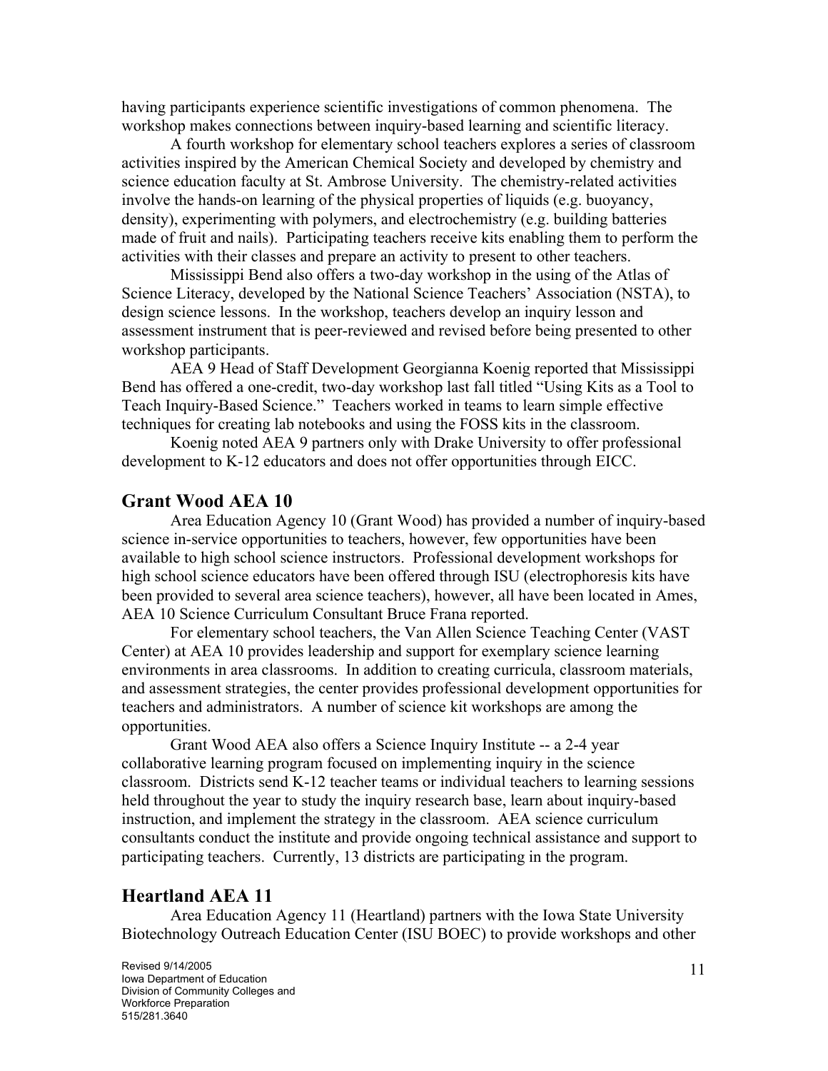having participants experience scientific investigations of common phenomena. The workshop makes connections between inquiry-based learning and scientific literacy.

A fourth workshop for elementary school teachers explores a series of classroom activities inspired by the American Chemical Society and developed by chemistry and science education faculty at St. Ambrose University. The chemistry-related activities involve the hands-on learning of the physical properties of liquids (e.g. buoyancy, density), experimenting with polymers, and electrochemistry (e.g. building batteries made of fruit and nails). Participating teachers receive kits enabling them to perform the activities with their classes and prepare an activity to present to other teachers.

Mississippi Bend also offers a two-day workshop in the using of the Atlas of Science Literacy, developed by the National Science Teachers' Association (NSTA), to design science lessons. In the workshop, teachers develop an inquiry lesson and assessment instrument that is peer-reviewed and revised before being presented to other workshop participants.

AEA 9 Head of Staff Development Georgianna Koenig reported that Mississippi Bend has offered a one-credit, two-day workshop last fall titled "Using Kits as a Tool to Teach Inquiry-Based Science." Teachers worked in teams to learn simple effective techniques for creating lab notebooks and using the FOSS kits in the classroom.

Koenig noted AEA 9 partners only with Drake University to offer professional development to K-12 educators and does not offer opportunities through EICC.

## Grant Wood AEA 10

Area Education Agency 10 (Grant Wood) has provided a number of inquiry-based science in-service opportunities to teachers, however, few opportunities have been available to high school science instructors. Professional development workshops for high school science educators have been offered through ISU (electrophoresis kits have been provided to several area science teachers), however, all have been located in Ames, AEA 10 Science Curriculum Consultant Bruce Frana reported.

For elementary school teachers, the Van Allen Science Teaching Center (VAST Center) at AEA 10 provides leadership and support for exemplary science learning environments in area classrooms. In addition to creating curricula, classroom materials, and assessment strategies, the center provides professional development opportunities for teachers and administrators. A number of science kit workshops are among the opportunities.

Grant Wood AEA also offers a Science Inquiry Institute -- a 2-4 year collaborative learning program focused on implementing inquiry in the science classroom. Districts send K-12 teacher teams or individual teachers to learning sessions held throughout the year to study the inquiry research base, learn about inquiry-based instruction, and implement the strategy in the classroom. AEA science curriculum consultants conduct the institute and provide ongoing technical assistance and support to participating teachers. Currently, 13 districts are participating in the program.

## Heartland AEA 11

Area Education Agency 11 (Heartland) partners with the Iowa State University Biotechnology Outreach Education Center (ISU BOEC) to provide workshops and other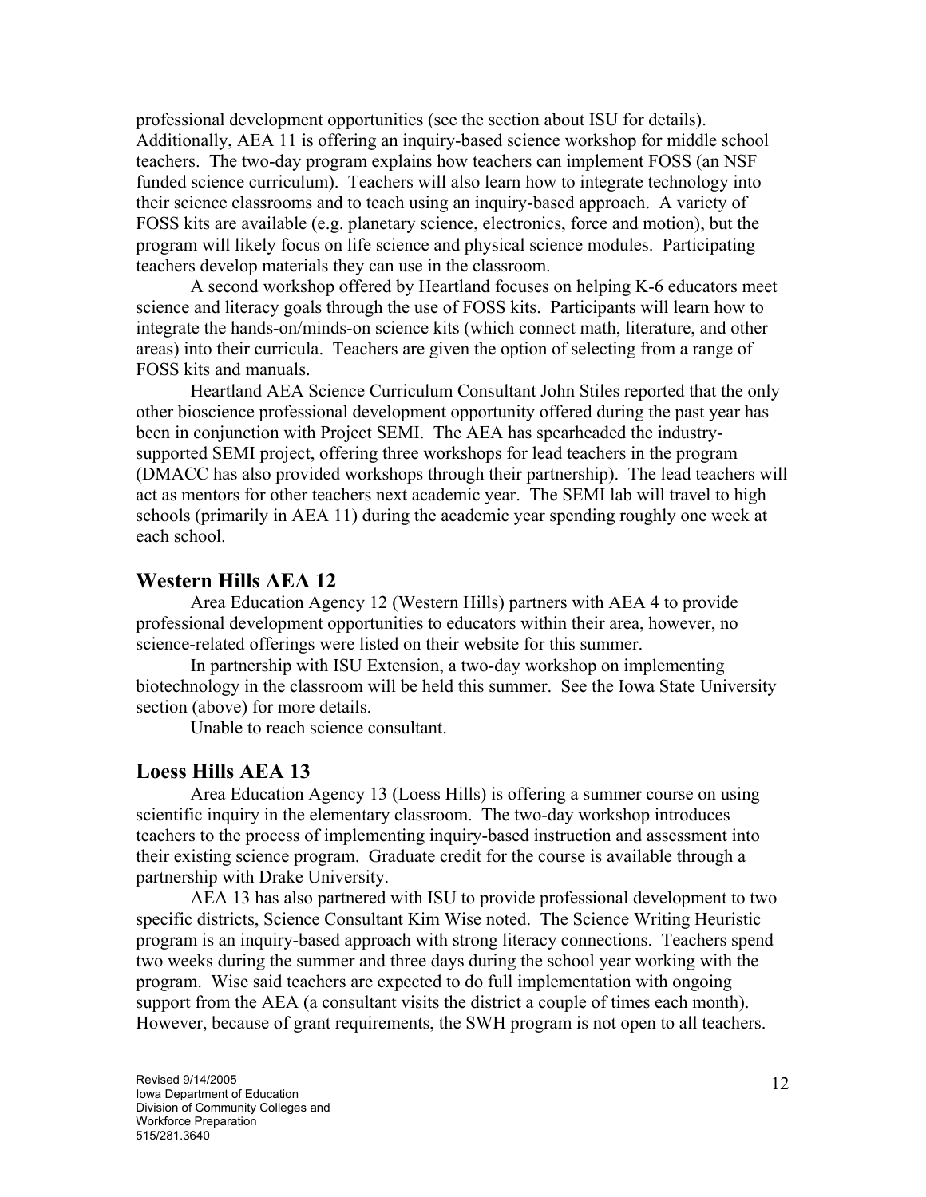professional development opportunities (see the section about ISU for details). Additionally, AEA 11 is offering an inquiry-based science workshop for middle school teachers. The two-day program explains how teachers can implement FOSS (an NSF funded science curriculum). Teachers will also learn how to integrate technology into their science classrooms and to teach using an inquiry-based approach. A variety of FOSS kits are available (e.g. planetary science, electronics, force and motion), but the program will likely focus on life science and physical science modules. Participating teachers develop materials they can use in the classroom.

A second workshop offered by Heartland focuses on helping K-6 educators meet science and literacy goals through the use of FOSS kits. Participants will learn how to integrate the hands-on/minds-on science kits (which connect math, literature, and other areas) into their curricula. Teachers are given the option of selecting from a range of FOSS kits and manuals.

Heartland AEA Science Curriculum Consultant John Stiles reported that the only other bioscience professional development opportunity offered during the past year has been in conjunction with Project SEMI. The AEA has spearheaded the industry-supported SEMI project, offering three workshops for lead teachers in the program (DMACC has also provided workshops through their partnership). The lead teachers will act as mentors for other teachers next academic year. The SEMI lab will travel to high schools (primarily in AEA 11) during the academic year spending roughly one week at each school.

## Western Hills AEA 12

Area Education Agency 12 (Western Hills) partners with AEA 4 to provide professional development opportunities to educators within their area, however, no science-related offerings were listed on their website for this summer.

In partnership with ISU Extension, a two-day workshop on implementing biotechnology in the classroom will be held this summer. See the Iowa State University section (above) for more details.

Unable to reach science consultant.

## Loess Hills AEA 13

Area Education Agency 13 (Loess Hills) is offering a summer course on using scientific inquiry in the elementary classroom. The two-day workshop introduces teachers to the process of implementing inquiry-based instruction and assessment into their existing science program. Graduate credit for the course is available through a partnership with Drake University.

AEA 13 has also partnered with ISU to provide professional development to two specific districts, Science Consultant Kim Wise noted. The Science Writing Heuristic program is an inquiry-based approach with strong literacy connections. Teachers spend two weeks during the summer and three days during the school year working with the program. Wise said teachers are expected to do full implementation with ongoing support from the AEA (a consultant visits the district a couple of times each month). However, because of grant requirements, the SWH program is not open to all teachers.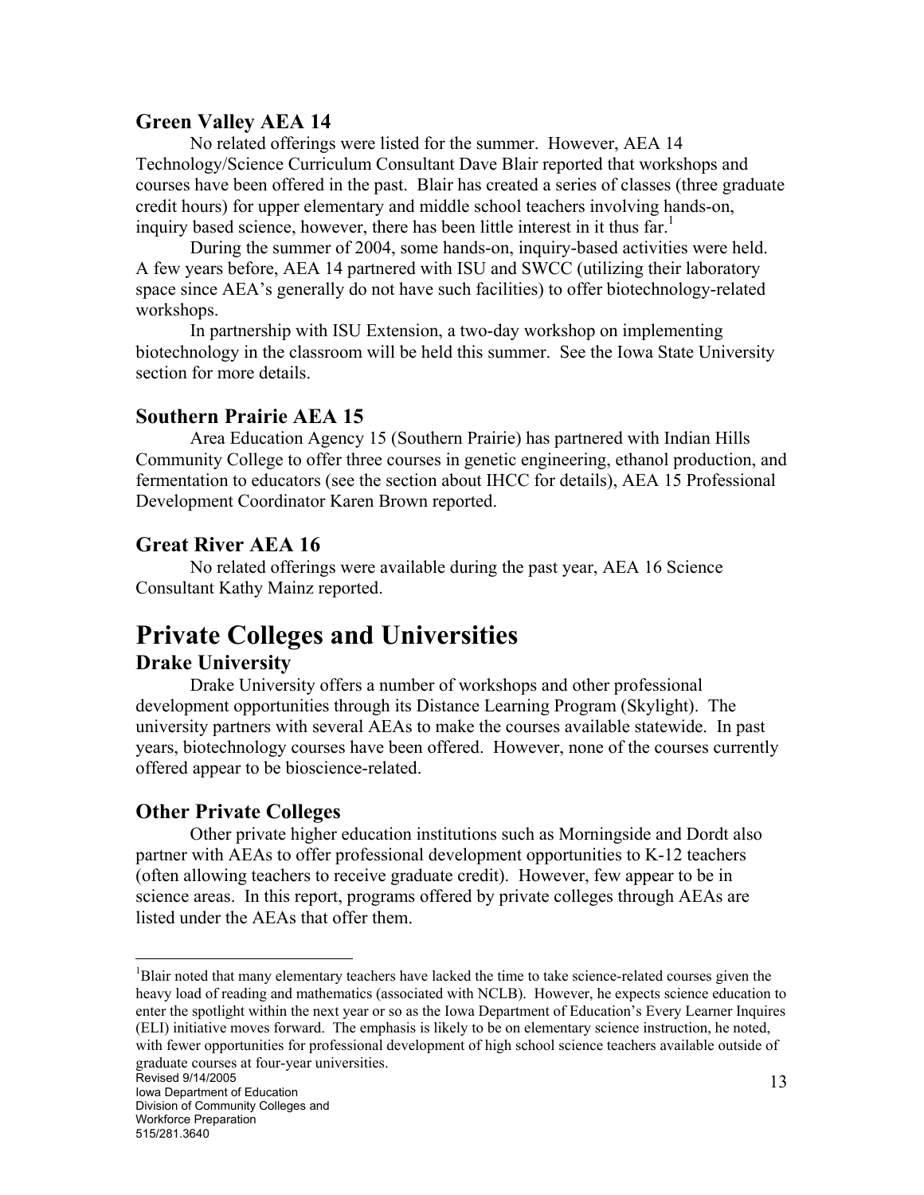### Green Valley AEA 14

No related offerings were listed for the summer. However, AEA 14 Technology/Science Curriculum Consultant Dave Blair reported that workshops and courses have been offered in the past. Blair has created a series of classes (three graduate credit hours) for upper elementary and middle school teachers involving hands-on, inquiry based science, however, there has been little interest in it thus far.[1]

During the summer of 2004, some hands-on, inquiry-based activities were held. A few years before, AEA 14 partnered with ISU and SWCC (utilizing their laboratory space since AEA's generally do not have such facilities) to offer biotechnology-related workshops.

In partnership with ISU Extension, a two-day workshop on implementing biotechnology in the classroom will be held this summer. See the Iowa State University section for more details.

### Southern Prairie AEA 15

Area Education Agency 15 (Southern Prairie) has partnered with Indian Hills Community College to offer three courses in genetic engineering, ethanol production, and fermentation to educators (see the section about IHCC for details), AEA 15 Professional Development Coordinator Karen Brown reported.

### Great River AEA 16

No related offerings were available during the past year, AEA 16 Science Consultant Kathy Mainz reported.

## Private Colleges and Universities

### Drake University

Drake University offers a number of workshops and other professional development opportunities through its Distance Learning Program (Skylight). The university partners with several AEAs to make the courses available statewide. In past years, biotechnology courses have been offered. However, none of the courses currently offered appear to be bioscience-related.

### Other Private Colleges

Other private higher education institutions such as Morningside and Dordt also partner with AEAs to offer professional development opportunities to K-12 teachers (often allowing teachers to receive graduate credit). However, few appear to be in science areas. In this report, programs offered by private colleges through AEAs are listed under the AEAs that offer them.

---

[1]Blair noted that many elementary teachers have lacked the time to take science-related courses given the heavy load of reading and mathematics (associated with NCLB). However, he expects science education to enter the spotlight within the next year or so as the Iowa Department of Education's Every Learner Inquires (ELI) initiative moves forward. The emphasis is likely to be on elementary science instruction, he noted, with fewer opportunities for professional development of high school science teachers available outside of graduate courses at four-year universities.

Revised 9/14/2005
Iowa Department of Education
Division of Community Colleges and Workforce Preparation
515/281.3640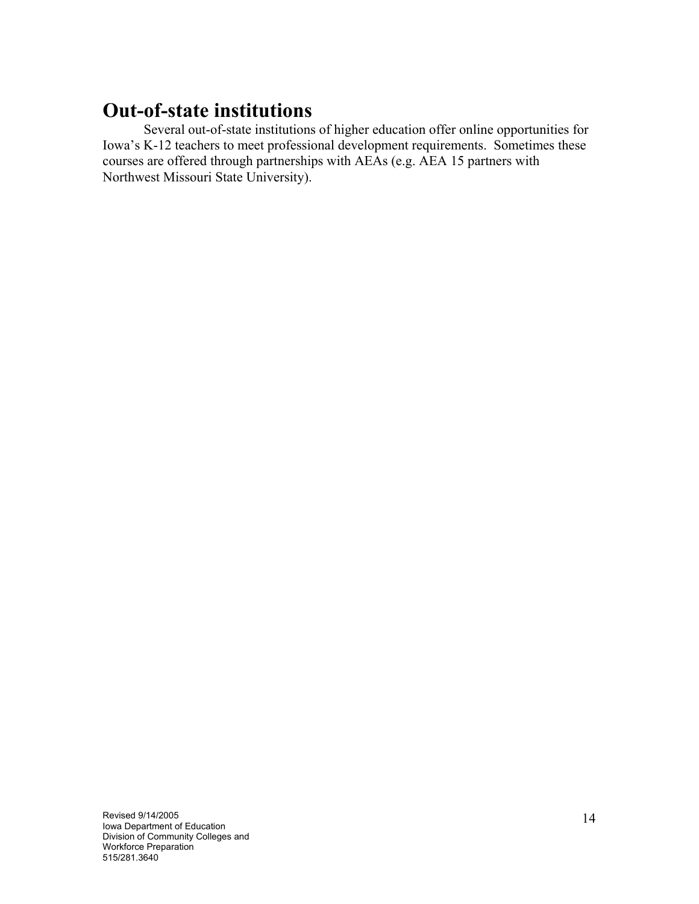## Out-of-state institutions

Several out-of-state institutions of higher education offer online opportunities for Iowa's K-12 teachers to meet professional development requirements. Sometimes these courses are offered through partnerships with AEAs (e.g. AEA 15 partners with Northwest Missouri State University).